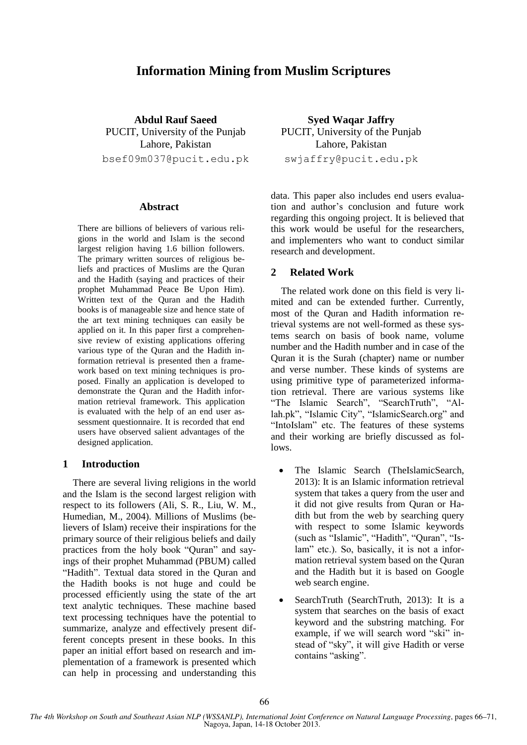# Information Mining from Muslim Scriptures

**Abdul Rauf Saeed**
PUCIT, University of the Punjab
Lahore, Pakistan
bsef09m037@pucit.edu.pk

**Syed Waqar Jaffry**
PUCIT, University of the Punjab
Lahore, Pakistan
swjaffry@pucit.edu.pk

## Abstract

There are billions of believers of various religions in the world and Islam is the second largest religion having 1.6 billion followers. The primary written sources of religious beliefs and practices of Muslims are the Quran and the Hadith (saying and practices of their prophet Muhammad Peace Be Upon Him). Written text of the Quran and the Hadith books is of manageable size and hence state of the art text mining techniques can easily be applied on it. In this paper first a comprehensive review of existing applications offering various type of the Quran and the Hadith information retrieval is presented then a framework based on text mining techniques is proposed. Finally an application is developed to demonstrate the Quran and the Hadith information retrieval framework. This application is evaluated with the help of an end user assessment questionnaire. It is recorded that end users have observed salient advantages of the designed application.

## 1 Introduction

There are several living religions in the world and the Islam is the second largest religion with respect to its followers (Ali, S. R., Liu, W. M., Humedian, M., 2004). Millions of Muslims (believers of Islam) receive their inspirations for the primary source of their religious beliefs and daily practices from the holy book "Quran" and sayings of their prophet Muhammad (PBUM) called "Hadith". Textual data stored in the Quran and the Hadith books is not huge and could be processed efficiently using the state of the art text analytic techniques. These machine based text processing techniques have the potential to summarize, analyze and effectively present different concepts present in these books. In this paper an initial effort based on research and implementation of a framework is presented which can help in processing and understanding this data. This paper also includes end users evaluation and author's conclusion and future work regarding this ongoing project. It is believed that this work would be useful for the researchers, and implementers who want to conduct similar research and development.

## 2 Related Work

The related work done on this field is very limited and can be extended further. Currently, most of the Quran and Hadith information retrieval systems are not well-formed as these systems search on basis of book name, volume number and the Hadith number and in case of the Quran it is the Surah (chapter) name or number and verse number. These kinds of systems are using primitive type of parameterized information retrieval. There are various systems like "The Islamic Search", "SearchTruth", "Allah.pk", "Islamic City", "IslamicSearch.org" and "IntoIslam" etc. The features of these systems and their working are briefly discussed as follows.

- The Islamic Search (TheIslamicSearch, 2013): It is an Islamic information retrieval system that takes a query from the user and it did not give results from Quran or Hadith but from the web by searching query with respect to some Islamic keywords (such as "Islamic", "Hadith", "Quran", "Islam" etc.). So, basically, it is not a information retrieval system based on the Quran and the Hadith but it is based on Google web search engine.
- SearchTruth (SearchTruth, 2013): It is a system that searches on the basis of exact keyword and the substring matching. For example, if we will search word "ski" instead of "sky", it will give Hadith or verse contains "asking".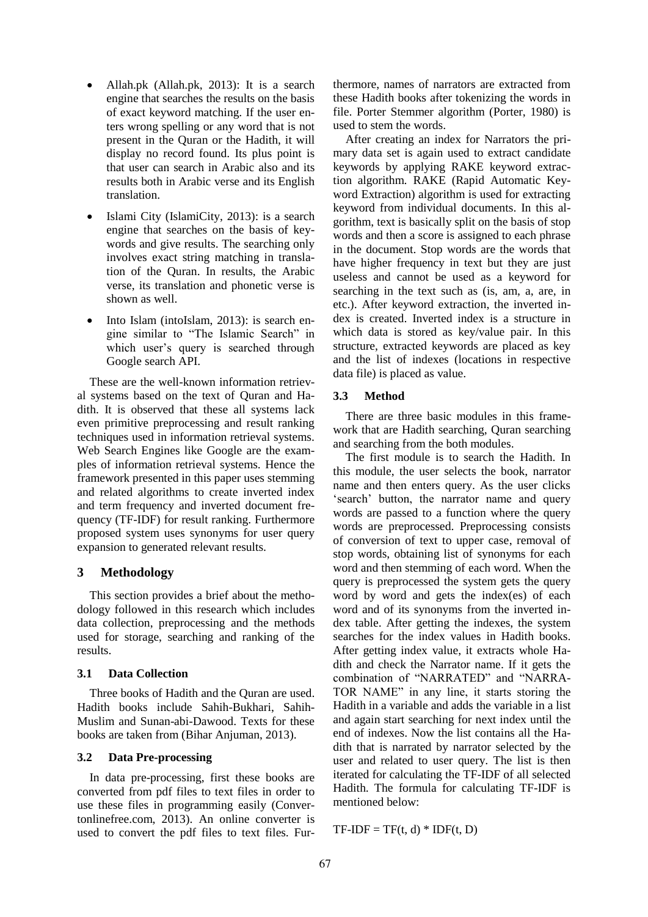- Allah.pk (Allah.pk, 2013): It is a search engine that searches the results on the basis of exact keyword matching. If the user enters wrong spelling or any word that is not present in the Quran or the Hadith, it will display no record found. Its plus point is that user can search in Arabic also and its results both in Arabic verse and its English translation.
- Islami City (IslamiCity, 2013): is a search engine that searches on the basis of keywords and give results. The searching only involves exact string matching in translation of the Quran. In results, the Arabic verse, its translation and phonetic verse is shown as well.
- Into Islam (intoIslam, 2013): is search engine similar to "The Islamic Search" in which user's query is searched through Google search API.

These are the well-known information retrieval systems based on the text of Quran and Hadith. It is observed that these all systems lack even primitive preprocessing and result ranking techniques used in information retrieval systems. Web Search Engines like Google are the examples of information retrieval systems. Hence the framework presented in this paper uses stemming and related algorithms to create inverted index and term frequency and inverted document frequency (TF-IDF) for result ranking. Furthermore proposed system uses synonyms for user query expansion to generated relevant results.

## 3 Methodology

This section provides a brief about the methodology followed in this research which includes data collection, preprocessing and the methods used for storage, searching and ranking of the results.

### 3.1 Data Collection

Three books of Hadith and the Quran are used. Hadith books include Sahih-Bukhari, Sahih-Muslim and Sunan-abi-Dawood. Texts for these books are taken from (Bihar Anjuman, 2013).

### 3.2 Data Pre-processing

In data pre-processing, first these books are converted from pdf files to text files in order to use these files in programming easily (Convertonlinefree.com, 2013). An online converter is used to convert the pdf files to text files. Furthermore, names of narrators are extracted from these Hadith books after tokenizing the words in file. Porter Stemmer algorithm (Porter, 1980) is used to stem the words.

After creating an index for Narrators the primary data set is again used to extract candidate keywords by applying RAKE keyword extraction algorithm. RAKE (Rapid Automatic Keyword Extraction) algorithm is used for extracting keyword from individual documents. In this algorithm, text is basically split on the basis of stop words and then a score is assigned to each phrase in the document. Stop words are the words that have higher frequency in text but they are just useless and cannot be used as a keyword for searching in the text such as (is, am, a, are, in etc.). After keyword extraction, the inverted index is created. Inverted index is a structure in which data is stored as key/value pair. In this structure, extracted keywords are placed as key and the list of indexes (locations in respective data file) is placed as value.

### 3.3 Method

There are three basic modules in this framework that are Hadith searching, Quran searching and searching from the both modules.

The first module is to search the Hadith. In this module, the user selects the book, narrator name and then enters query. As the user clicks 'search' button, the narrator name and query words are passed to a function where the query words are preprocessed. Preprocessing consists of conversion of text to upper case, removal of stop words, obtaining list of synonyms for each word and then stemming of each word. When the query is preprocessed the system gets the query word by word and gets the index(es) of each word and of its synonyms from the inverted index table. After getting the indexes, the system searches for the index values in Hadith books. After getting index value, it extracts whole Hadith and check the Narrator name. If it gets the combination of "NARRATED" and "NARRATOR NAME" in any line, it starts storing the Hadith in a variable and adds the variable in a list and again start searching for next index until the end of indexes. Now the list contains all the Hadith that is narrated by narrator selected by the user and related to user query. The list is then iterated for calculating the TF-IDF of all selected Hadith. The formula for calculating TF-IDF is mentioned below:

$$\text{TF-IDF} = TF(t, d) * IDF(t, D)$$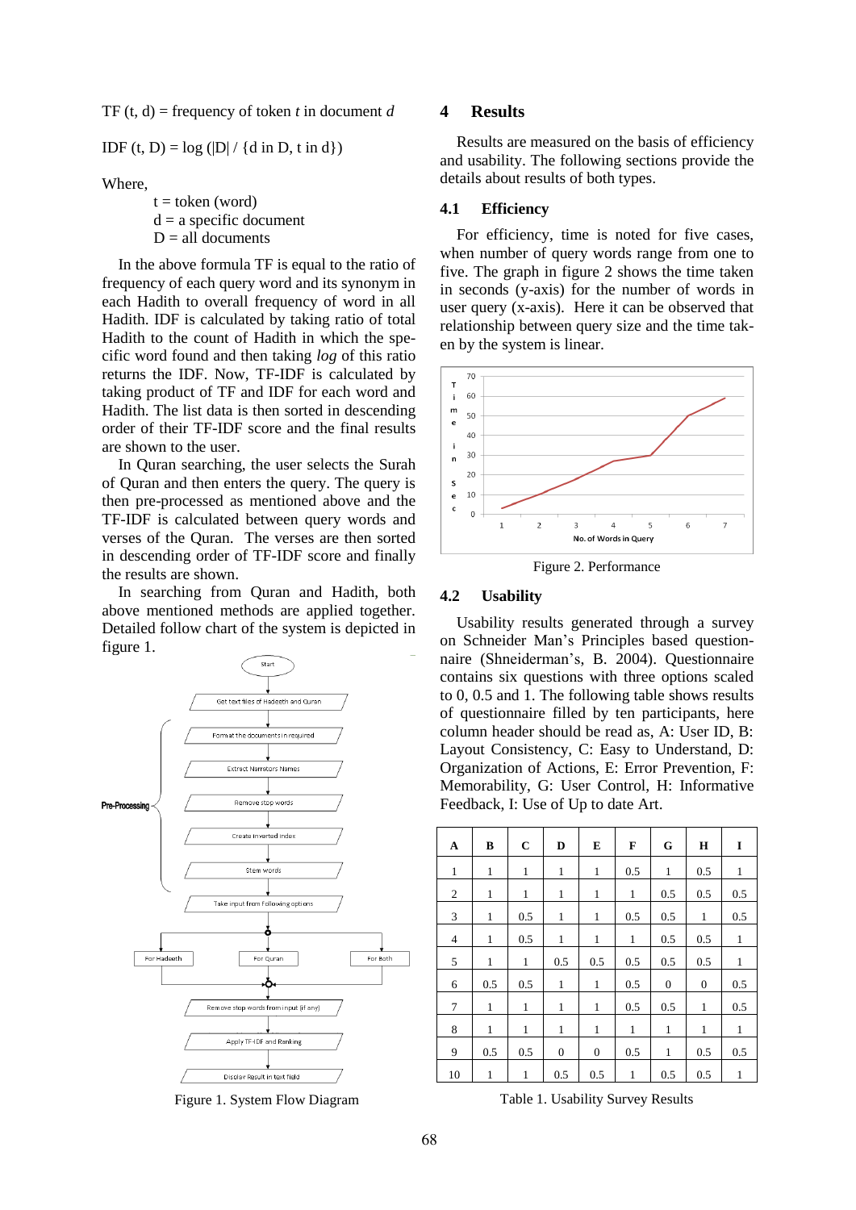TF (t, d) = frequency of token *t* in document *d*

IDF (t, D) = log (|D| / {d in D, t in d})

Where,

t = token (word)
d = a specific document
D = all documents

In the above formula TF is equal to the ratio of frequency of each query word and its synonym in each Hadith to overall frequency of word in all Hadith. IDF is calculated by taking ratio of total Hadith to the count of Hadith in which the specific word found and then taking *log* of this ratio returns the IDF. Now, TF-IDF is calculated by taking product of TF and IDF for each word and Hadith. The list data is then sorted in descending order of their TF-IDF score and the final results are shown to the user.

In Quran searching, the user selects the Surah of Quran and then enters the query. The query is then pre-processed as mentioned above and the TF-IDF is calculated between query words and verses of the Quran. The verses are then sorted in descending order of TF-IDF score and finally the results are shown.

In searching from Quran and Hadith, both above mentioned methods are applied together. Detailed follow chart of the system is depicted in figure 1.

Figure 1. System Flow Diagram

## 4 Results

Results are measured on the basis of efficiency and usability. The following sections provide the details about results of both types.

### 4.1 Efficiency

For efficiency, time is noted for five cases, when number of query words range from one to five. The graph in figure 2 shows the time taken in seconds (y-axis) for the number of words in user query (x-axis). Here it can be observed that relationship between query size and the time taken by the system is linear.

Figure 2. Performance

### 4.2 Usability

Usability results generated through a survey on Schneider Man's Principles based questionnaire (Shneiderman's, B. 2004). Questionnaire contains six questions with three options scaled to 0, 0.5 and 1. The following table shows results of questionnaire filled by ten participants, here column header should be read as, A: User ID, B: Layout Consistency, C: Easy to Understand, D: Organization of Actions, E: Error Prevention, F: Memorability, G: User Control, H: Informative Feedback, I: Use of Up to date Art.

| A | B | C | D | E | F | G | H | I |
|---|---|---|---|---|---|---|---|---|
| 1 | 1 | 1 | 1 | 1 | 0.5 | 1 | 0.5 | 1 |
| 2 | 1 | 1 | 1 | 1 | 1 | 0.5 | 0.5 | 0.5 |
| 3 | 1 | 0.5 | 1 | 1 | 0.5 | 0.5 | 1 | 0.5 |
| 4 | 1 | 0.5 | 1 | 1 | 1 | 0.5 | 0.5 | 1 |
| 5 | 1 | 1 | 0.5 | 0.5 | 0.5 | 0.5 | 0.5 | 1 |
| 6 | 0.5 | 0.5 | 1 | 1 | 0.5 | 0 | 0 | 0.5 |
| 7 | 1 | 1 | 1 | 1 | 0.5 | 0.5 | 1 | 0.5 |
| 8 | 1 | 1 | 1 | 1 | 1 | 1 | 1 | 1 |
| 9 | 0.5 | 0.5 | 0 | 0 | 0.5 | 1 | 0.5 | 0.5 |
| 10 | 1 | 1 | 0.5 | 0.5 | 1 | 0.5 | 0.5 | 1 |

Table 1. Usability Survey Results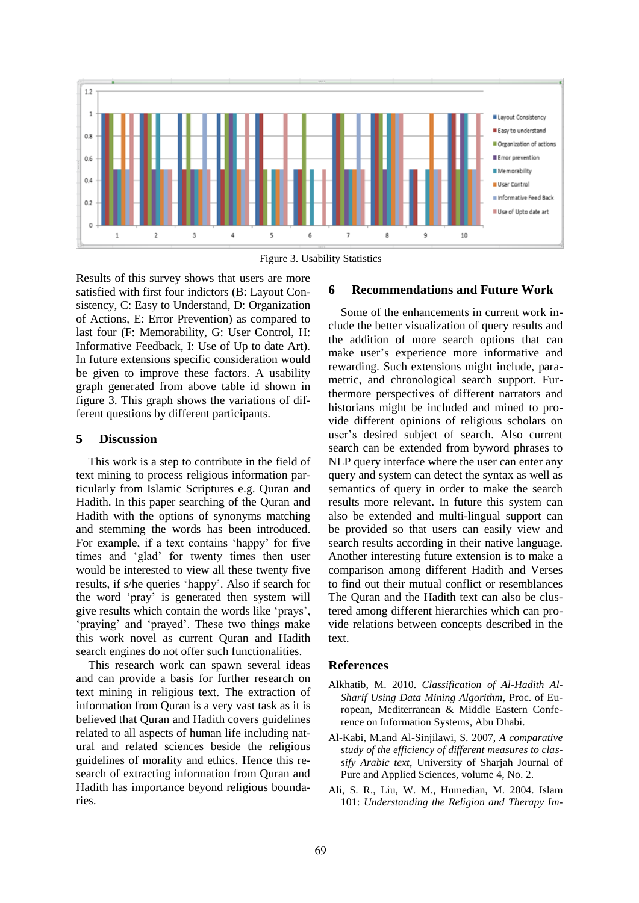Figure 3. Usability Statistics

Results of this survey shows that users are more satisfied with first four indictors (B: Layout Consistency, C: Easy to Understand, D: Organization of Actions, E: Error Prevention) as compared to last four (F: Memorability, G: User Control, H: Informative Feedback, I: Use of Up to date Art). In future extensions specific consideration would be given to improve these factors. A usability graph generated from above table id shown in figure 3. This graph shows the variations of different questions by different participants.

## 5 Discussion

This work is a step to contribute in the field of text mining to process religious information particularly from Islamic Scriptures e.g. Quran and Hadith. In this paper searching of the Quran and Hadith with the options of synonyms matching and stemming the words has been introduced. For example, if a text contains 'happy' for five times and 'glad' for twenty times then user would be interested to view all these twenty five results, if s/he queries 'happy'. Also if search for the word 'pray' is generated then system will give results which contain the words like 'prays', 'praying' and 'prayed'. These two things make this work novel as current Quran and Hadith search engines do not offer such functionalities.

This research work can spawn several ideas and can provide a basis for further research on text mining in religious text. The extraction of information from Quran is a very vast task as it is believed that Quran and Hadith covers guidelines related to all aspects of human life including natural and related sciences beside the religious guidelines of morality and ethics. Hence this research of extracting information from Quran and Hadith has importance beyond religious boundaries.

## 6 Recommendations and Future Work

Some of the enhancements in current work include the better visualization of query results and the addition of more search options that can make user's experience more informative and rewarding. Such extensions might include, parametric, and chronological search support. Furthermore perspectives of different narrators and historians might be included and mined to provide different opinions of religious scholars on user's desired subject of search. Also current search can be extended from byword phrases to NLP query interface where the user can enter any query and system can detect the syntax as well as semantics of query in order to make the search results more relevant. In future this system can also be extended and multi-lingual support can be provided so that users can easily view and search results according in their native language. Another interesting future extension is to make a comparison among different Hadith and Verses to find out their mutual conflict or resemblances The Quran and the Hadith text can also be clustered among different hierarchies which can provide relations between concepts described in the text.

## References

Alkhatib, M. 2010. *Classification of Al-Hadith Al-Sharif Using Data Mining Algorithm*, Proc. of European, Mediterranean & Middle Eastern Conference on Information Systems, Abu Dhabi.

Al-Kabi, M.and Al-Sinjilawi, S. 2007, *A comparative study of the efficiency of different measures to classify Arabic text*, University of Sharjah Journal of Pure and Applied Sciences, volume 4, No. 2.

Ali, S. R., Liu, W. M., Humedian, M. 2004. Islam 101: *Understanding the Religion and Therapy Im-*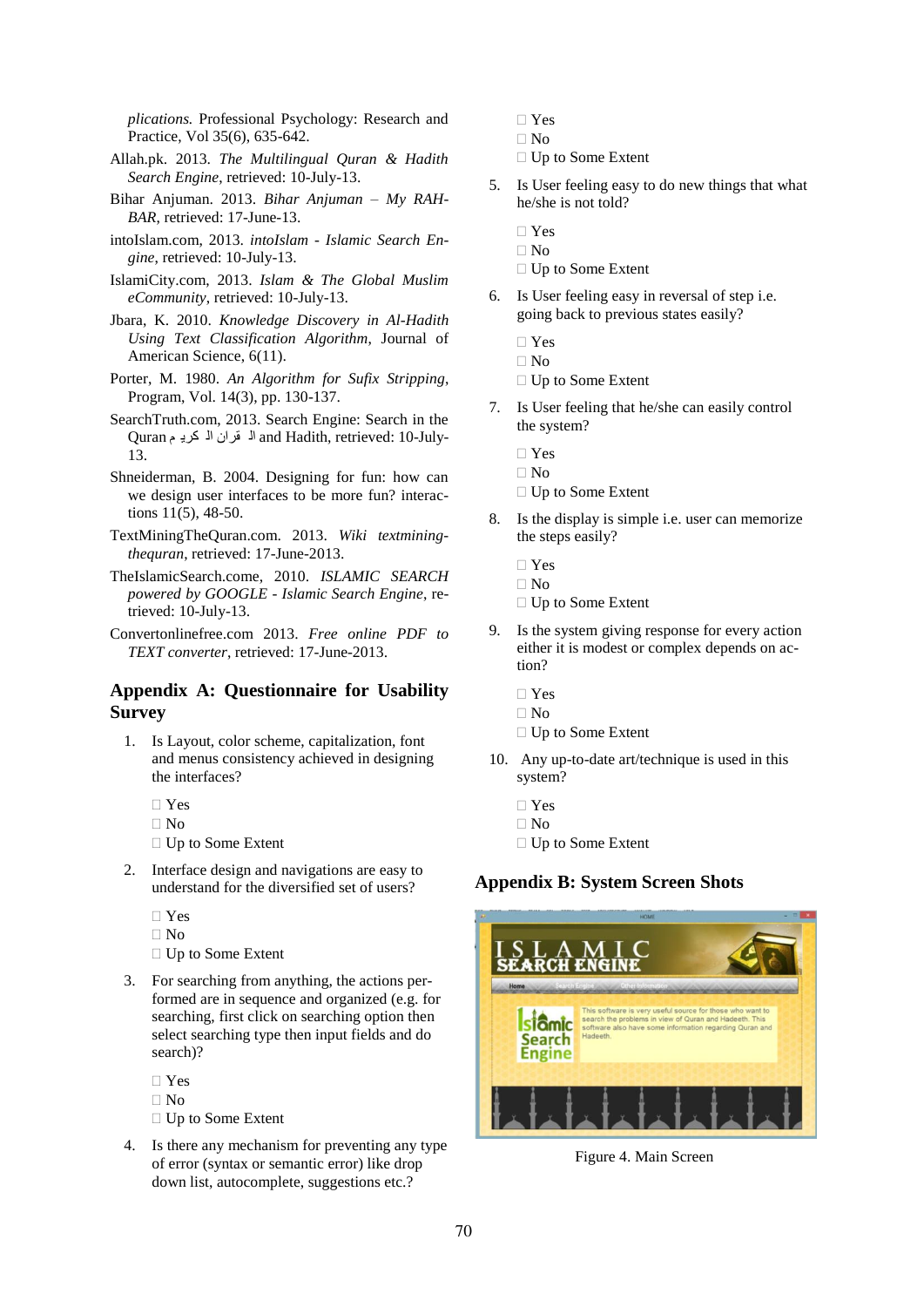*plications*. Professional Psychology: Research and Practice, Vol 35(6), 635-642.

Allah.pk. 2013. *The Multilingual Quran & Hadith Search Engine*, retrieved: 10-July-13.

Bihar Anjuman. 2013. *Bihar Anjuman – My RAHBAR*, retrieved: 17-June-13.

intoIslam.com, 2013. *intoIslam - Islamic Search Engine*, retrieved: 10-July-13.

IslamiCity.com, 2013. *Islam & The Global Muslim eCommunity*, retrieved: 10-July-13.

Jbara, K. 2010. *Knowledge Discovery in Al-Hadith Using Text Classification Algorithm*, Journal of American Science, 6(11).

Porter, M. 1980. *An Algorithm for Sufix Stripping*, Program, Vol. 14(3), pp. 130-137.

SearchTruth.com, 2013. Search Engine: Search in the Quran ال قران ال كري م and Hadith, retrieved: 10-July-13.

Shneiderman, B. 2004. Designing for fun: how can we design user interfaces to be more fun? interactions 11(5), 48-50.

TextMiningTheQuran.com. 2013. *Wiki textmining-thequran*, retrieved: 17-June-2013.

TheIslamicSearch.come, 2010. *ISLAMIC SEARCH powered by GOOGLE - Islamic Search Engine*, retrieved: 10-July-13.

Convertonlinefree.com 2013. *Free online PDF to TEXT converter*, retrieved: 17-June-2013.

## Appendix A: Questionnaire for Usability Survey

1. Is Layout, color scheme, capitalization, font and menus consistency achieved in designing the interfaces?

   □ Yes
   □ No
   □ Up to Some Extent

2. Interface design and navigations are easy to understand for the diversified set of users?

   □ Yes
   □ No
   □ Up to Some Extent

3. For searching from anything, the actions performed are in sequence and organized (e.g. for searching, first click on searching option then select searching type then input fields and do search)?

   □ Yes
   □ No
   □ Up to Some Extent

4. Is there any mechanism for preventing any type of error (syntax or semantic error) like drop down list, autocomplete, suggestions etc.?

   □ Yes
   □ No
   □ Up to Some Extent

5. Is User feeling easy to do new things that what he/she is not told?

   □ Yes
   □ No
   □ Up to Some Extent

6. Is User feeling easy in reversal of step i.e. going back to previous states easily?

   □ Yes
   □ No
   □ Up to Some Extent

7. Is User feeling that he/she can easily control the system?

   □ Yes
   □ No
   □ Up to Some Extent

8. Is the display is simple i.e. user can memorize the steps easily?

   □ Yes
   □ No
   □ Up to Some Extent

9. Is the system giving response for every action either it is modest or complex depends on action?

   □ Yes
   □ No
   □ Up to Some Extent

10. Any up-to-date art/technique is used in this system?

    □ Yes
    □ No
    □ Up to Some Extent

## Appendix B: System Screen Shots

Figure 4. Main Screen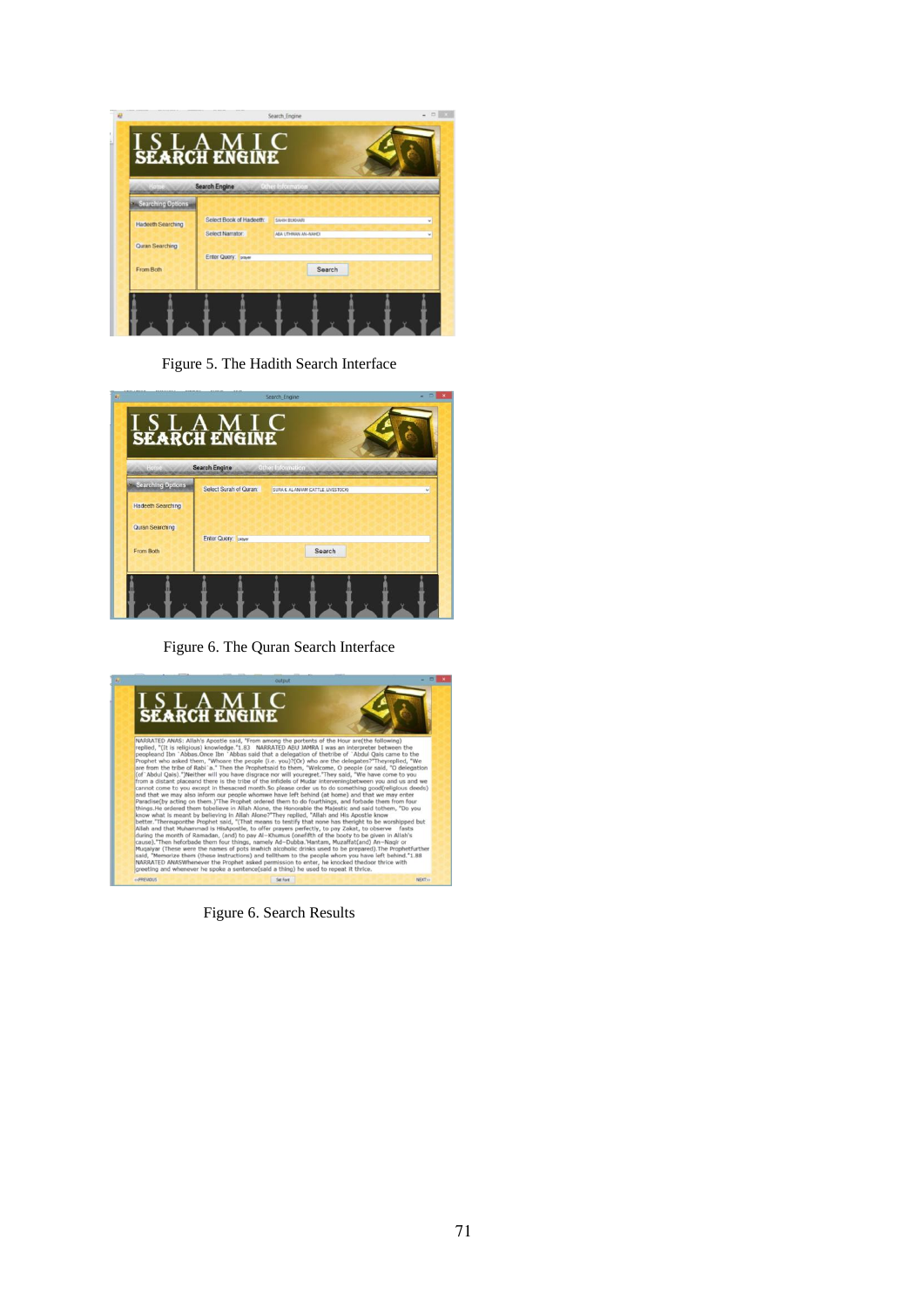Figure 5. The Hadith Search Interface

Figure 6. The Quran Search Interface

Figure 6. Search Results